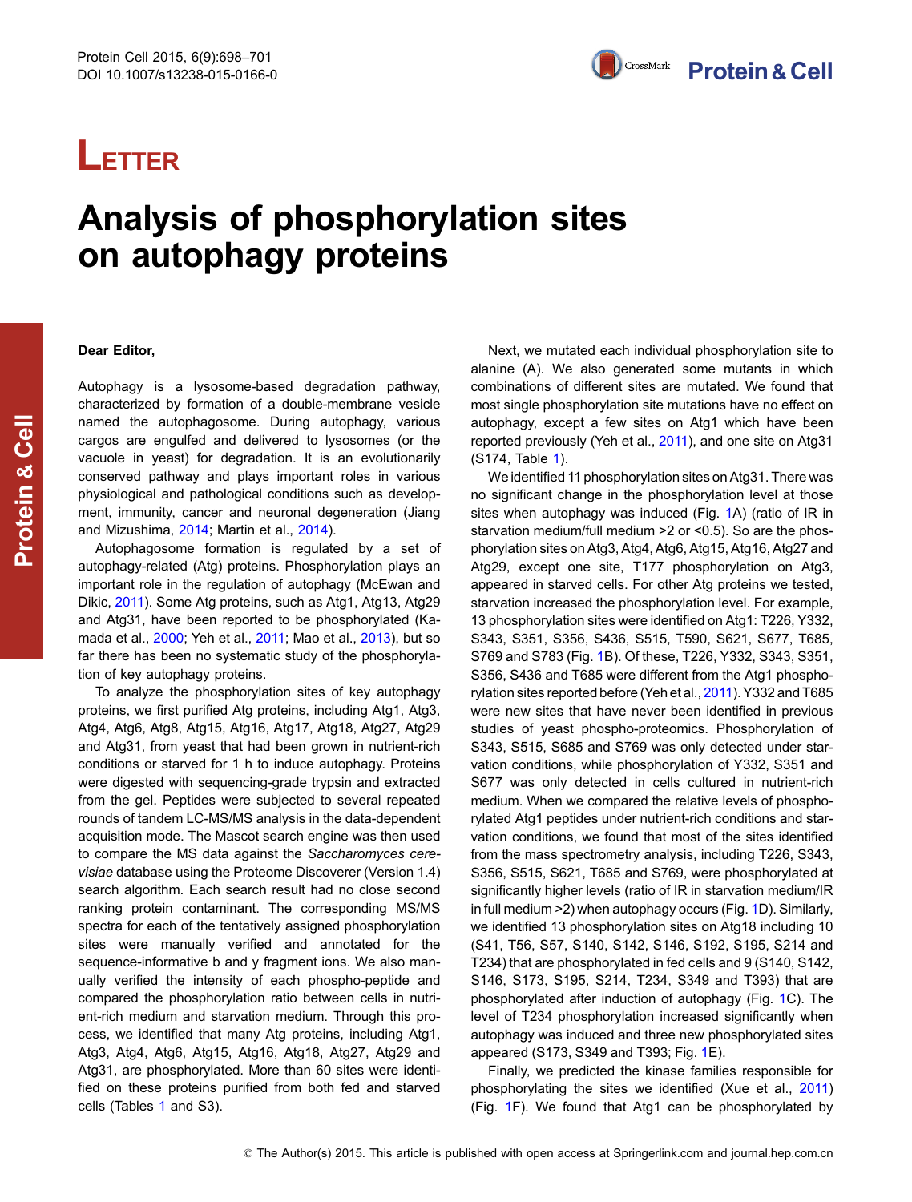LETTER

# Analysis of phosphorylation sites on autophagy proteins

**Dear Editor,**

Autophagy is a lysosome-based degradation pathway, characterized by formation of a double-membrane vesicle named the autophagosome. During autophagy, various cargos are engulfed and delivered to lysosomes (or the vacuole in yeast) for degradation. It is an evolutionarily conserved pathway and plays important roles in various physiological and pathological conditions such as development, immunity, cancer and neuronal degeneration (Jiang and Mizushima, 2014; Martin et al., 2014).

Autophagosome formation is regulated by a set of autophagy-related (Atg) proteins. Phosphorylation plays an important role in the regulation of autophagy (McEwan and Dikic, 2011). Some Atg proteins, such as Atg1, Atg13, Atg29 and Atg31, have been reported to be phosphorylated (Kamada et al., 2000; Yeh et al., 2011; Mao et al., 2013), but so far there has been no systematic study of the phosphorylation of key autophagy proteins.

To analyze the phosphorylation sites of key autophagy proteins, we first purified Atg proteins, including Atg1, Atg3, Atg4, Atg6, Atg8, Atg15, Atg16, Atg17, Atg18, Atg27, Atg29 and Atg31, from yeast that had been grown in nutrient-rich conditions or starved for 1 h to induce autophagy. Proteins were digested with sequencing-grade trypsin and extracted from the gel. Peptides were subjected to several repeated rounds of tandem LC-MS/MS analysis in the data-dependent acquisition mode. The Mascot search engine was then used to compare the MS data against the *Saccharomyces cerevisiae* database using the Proteome Discoverer (Version 1.4) search algorithm. Each search result had no close second ranking protein contaminant. The corresponding MS/MS spectra for each of the tentatively assigned phosphorylation sites were manually verified and annotated for the sequence-informative b and y fragment ions. We also manually verified the intensity of each phospho-peptide and compared the phosphorylation ratio between cells in nutrient-rich medium and starvation medium. Through this process, we identified that many Atg proteins, including Atg1, Atg3, Atg4, Atg6, Atg15, Atg16, Atg18, Atg27, Atg29 and Atg31, are phosphorylated. More than 60 sites were identified on these proteins purified from both fed and starved cells (Tables 1 and S3).

Next, we mutated each individual phosphorylation site to alanine (A). We also generated some mutants in which combinations of different sites are mutated. We found that most single phosphorylation site mutations have no effect on autophagy, except a few sites on Atg1 which have been reported previously (Yeh et al., 2011), and one site on Atg31 (S174, Table 1).

We identified 11 phosphorylation sites on Atg31. There was no significant change in the phosphorylation level at those sites when autophagy was induced (Fig. 1A) (ratio of IR in starvation medium/full medium >2 or <0.5). So are the phosphorylation sites on Atg3, Atg4, Atg6, Atg15, Atg16, Atg27 and Atg29, except one site, T177 phosphorylation on Atg3, appeared in starved cells. For other Atg proteins we tested, starvation increased the phosphorylation level. For example, 13 phosphorylation sites were identified on Atg1: T226, Y332, S343, S351, S356, S436, S515, T590, S621, S677, T685, S769 and S783 (Fig. 1B). Of these, T226, Y332, S343, S351, S356, S436 and T685 were different from the Atg1 phosphorylation sites reported before (Yeh et al., 2011). Y332 and T685 were new sites that have never been identified in previous studies of yeast phospho-proteomics. Phosphorylation of S343, S515, S685 and S769 was only detected under starvation conditions, while phosphorylation of Y332, S351 and S677 was only detected in cells cultured in nutrient-rich medium. When we compared the relative levels of phosphorylated Atg1 peptides under nutrient-rich conditions and starvation conditions, we found that most of the sites identified from the mass spectrometry analysis, including T226, S343, S356, S515, S621, T685 and S769, were phosphorylated at significantly higher levels (ratio of IR in starvation medium/IR in full medium >2) when autophagy occurs (Fig. 1D). Similarly, we identified 13 phosphorylation sites on Atg18 including 10 (S41, T56, S57, S140, S142, S146, S192, S195, S214 and T234) that are phosphorylated in fed cells and 9 (S140, S142, S146, S173, S195, S214, T234, S349 and T393) that are phosphorylated after induction of autophagy (Fig. 1C). The level of T234 phosphorylation increased significantly when autophagy was induced and three new phosphorylated sites appeared (S173, S349 and T393; Fig. 1E).

Finally, we predicted the kinase families responsible for phosphorylating the sites we identified (Xue et al., 2011) (Fig. 1F). We found that Atg1 can be phosphorylated by

© The Author(s) 2015. This article is published with open access at Springerlink.com and journal.hep.com.cn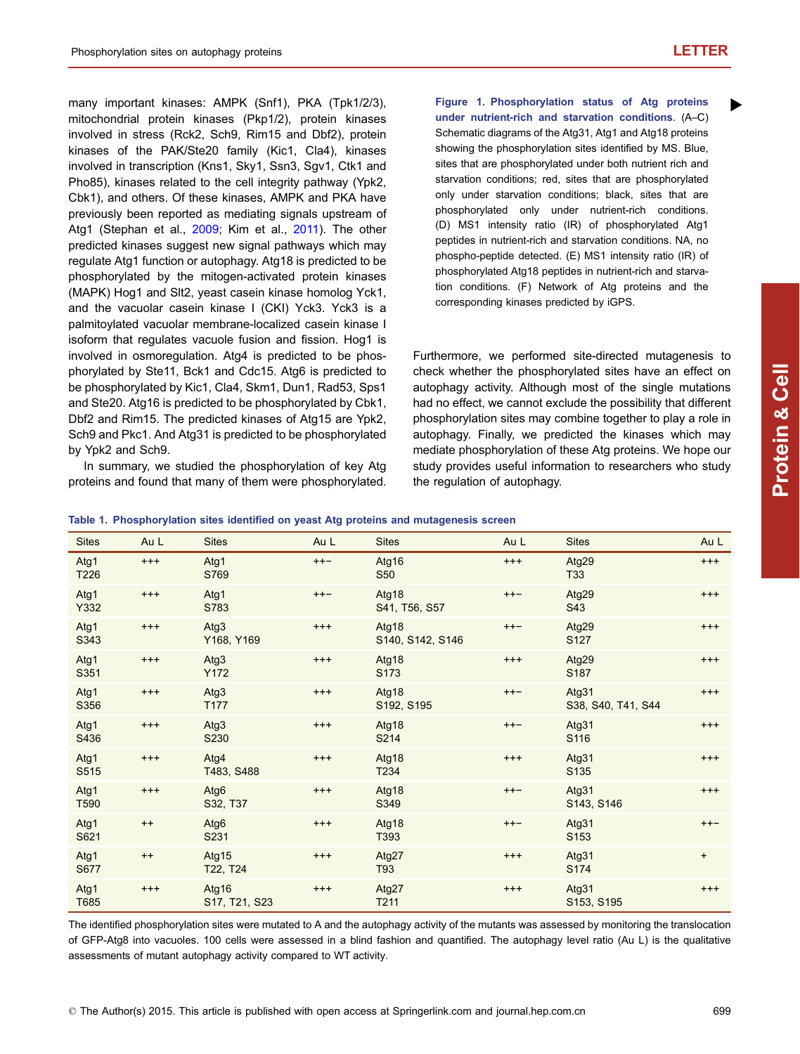many important kinases: AMPK (Snf1), PKA (Tpk1/2/3), mitochondrial protein kinases (Pkp1/2), protein kinases involved in stress (Rck2, Sch9, Rim15 and Dbf2), protein kinases of the PAK/Ste20 family (Kic1, Cla4), kinases involved in transcription (Kns1, Sky1, Ssn3, Sgv1, Ctk1 and Pho85), kinases related to the cell integrity pathway (Ypk2, Cbk1), and others. Of these kinases, AMPK and PKA have previously been reported as mediating signals upstream of Atg1 (Stephan et al., 2009; Kim et al., 2011). The other predicted kinases suggest new signal pathways which may regulate Atg1 function or autophagy. Atg18 is predicted to be phosphorylated by the mitogen-activated protein kinases (MAPK) Hog1 and Slt2, yeast casein kinase homolog Yck1, and the vacuolar casein kinase I (CKI) Yck3. Yck3 is a palmitoylated vacuolar membrane-localized casein kinase I isoform that regulates vacuole fusion and fission. Hog1 is involved in osmoregulation. Atg4 is predicted to be phosphorylated by Ste11, Bck1 and Cdc15. Atg6 is predicted to be phosphorylated by Kic1, Cla4, Skm1, Dun1, Rad53, Sps1 and Ste20. Atg16 is predicted to be phosphorylated by Cbk1, Dbf2 and Rim15. The predicted kinases of Atg15 are Ypk2, Sch9 and Pkc1. And Atg31 is predicted to be phosphorylated by Ypk2 and Sch9.

In summary, we studied the phosphorylation of key Atg proteins and found that many of them were phosphorylated. Furthermore, we performed site-directed mutagenesis to check whether the phosphorylated sites have an effect on autophagy activity. Although most of the single mutations had no effect, we cannot exclude the possibility that different phosphorylation sites may combine together to play a role in autophagy. Finally, we predicted the kinases which may mediate phosphorylation of these Atg proteins. We hope our study provides useful information to researchers who study the regulation of autophagy.

**Figure 1. Phosphorylation status of Atg proteins under nutrient-rich and starvation conditions.** (A–C) Schematic diagrams of the Atg31, Atg1 and Atg18 proteins showing the phosphorylation sites identified by MS. Blue, sites that are phosphorylated under both nutrient rich and starvation conditions; red, sites that are phosphorylated only under starvation conditions; black, sites that are phosphorylated only under nutrient-rich conditions. (D) MS1 intensity ratio (IR) of phosphorylated Atg1 peptides in nutrient-rich and starvation conditions. NA, no phospho-peptide detected. (E) MS1 intensity ratio (IR) of phosphorylated Atg18 peptides in nutrient-rich and starvation conditions. (F) Network of Atg proteins and the corresponding kinases predicted by iGPS.

**Table 1. Phosphorylation sites identified on yeast Atg proteins and mutagenesis screen**

| Sites | Au L | Sites | Au L | Sites | Au L | Sites | Au L |
|---|---|---|---|---|---|---|---|
| Atg1 T226 | +++ | Atg1 S769 | ++− | Atg16 S50 | +++ | Atg29 T33 | +++ |
| Atg1 Y332 | +++ | Atg1 S783 | ++− | Atg18 S41, T56, S57 | ++− | Atg29 S43 | +++ |
| Atg1 S343 | +++ | Atg3 Y168, Y169 | +++ | Atg18 S140, S142, S146 | ++− | Atg29 S127 | +++ |
| Atg1 S351 | +++ | Atg3 Y172 | +++ | Atg18 S173 | +++ | Atg29 S187 | +++ |
| Atg1 S356 | +++ | Atg3 T177 | +++ | Atg18 S192, S195 | ++− | Atg31 S38, S40, T41, S44 | +++ |
| Atg1 S436 | +++ | Atg3 S230 | +++ | Atg18 S214 | ++− | Atg31 S116 | +++ |
| Atg1 S515 | +++ | Atg4 T483, S488 | +++ | Atg18 T234 | +++ | Atg31 S135 | +++ |
| Atg1 T590 | +++ | Atg6 S32, T37 | +++ | Atg18 S349 | ++− | Atg31 S143, S146 | +++ |
| Atg1 S621 | ++ | Atg6 S231 | +++ | Atg18 T393 | ++− | Atg31 S153 | ++− |
| Atg1 S677 | ++ | Atg15 T22, T24 | +++ | Atg27 T93 | +++ | Atg31 S174 | + |
| Atg1 T685 | +++ | Atg16 S17, T21, S23 | +++ | Atg27 T211 | +++ | Atg31 S153, S195 | +++ |

The identified phosphorylation sites were mutated to A and the autophagy activity of the mutants was assessed by monitoring the translocation of GFP-Atg8 into vacuoles. 100 cells were assessed in a blind fashion and quantified. The autophagy level ratio (Au L) is the qualitative assessments of mutant autophagy activity compared to WT activity.

© The Author(s) 2015. This article is published with open access at Springerlink.com and journal.hep.com.cn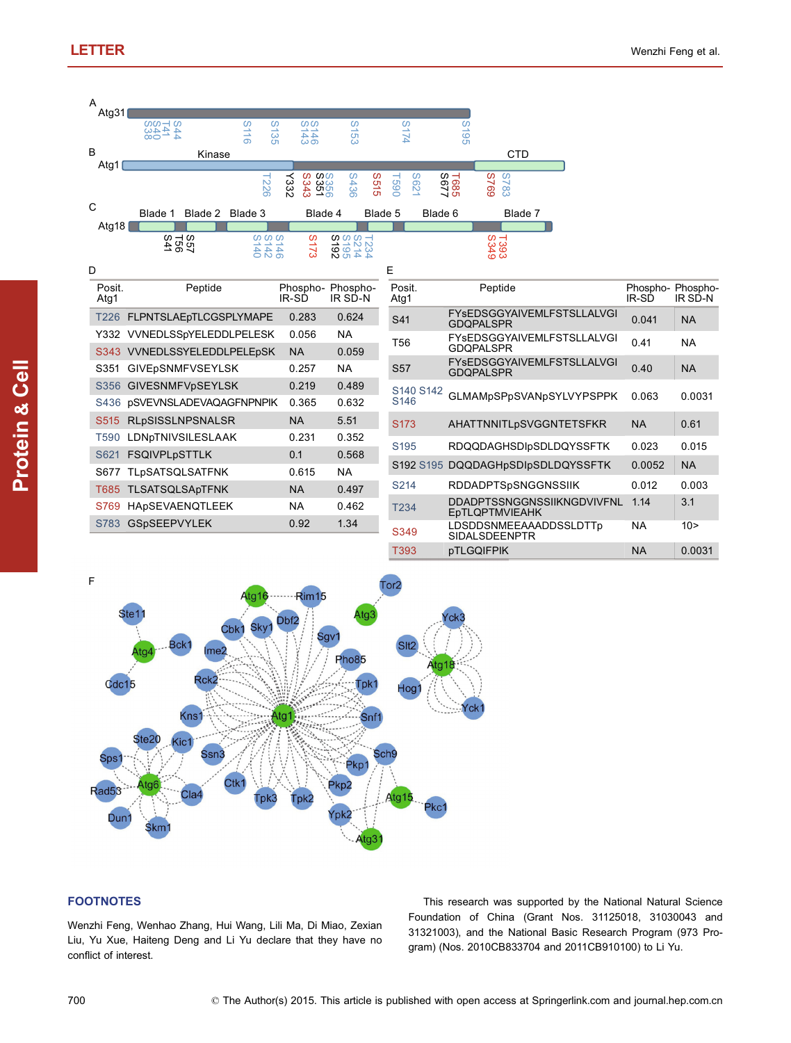A

Atg31

S38 S40 T41 S44 S116 S135 S143 S146 S153 S174 S195

B

Atg1 Kinase CTD

T226 Y332 S343 S351 S356 S436 S515 T590 S621 S677 T685 S769 S783

C

Atg18 Blade 1 Blade 2 Blade 3 Blade 4 Blade 5 Blade 6 Blade 7

S41 T56 S57 S140 S142 S146 S173 S192 S195 S214 T234 S349 T393

D

| Posit. Atg1 | Peptide | Phospho-IR-SD | Phospho-IR SD-N |
|---|---|---|---|
| T226 | FLPNTSLAEpTLCGSPLYMAPE | 0.283 | 0.624 |
| Y332 | VVNEDLSSpYELEDDLPELESK | 0.056 | NA |
| S343 | VVNEDLSSYELEDDLPELEpSK | NA | 0.059 |
| S351 | GIVEpSNMFVSEYLSK | 0.257 | NA |
| S356 | GIVESNMFVpSEYLSK | 0.219 | 0.489 |
| S436 | pSVEVNSLADEVAQAGFNPNPIK | 0.365 | 0.632 |
| S515 | RLpSISSLNPSNALSR | NA | 5.51 |
| T590 | LDNpTNIVSILESLAAK | 0.231 | 0.352 |
| S621 | FSQIVPLpSTTLK | 0.1 | 0.568 |
| S677 | TLpSATSQLSATFNK | 0.615 | NA |
| T685 | TLSATSQLSApTFNK | NA | 0.497 |
| S769 | HApSEVAENQTLEEK | NA | 0.462 |
| S783 | GSpSEEPVYLEK | 0.92 | 1.34 |

E

| Posit. Atg1 | Peptide | Phospho-IR-SD | Phospho-IR SD-N |
|---|---|---|---|
| S41 | FYsEDSGGYAIVEMLFSTSLLALVGI GDQPALSPR | 0.041 | NA |
| T56 | FYsEDSGGYAIVEMLFSTSLLALVGI GDQPALSPR | 0.41 | NA |
| S57 | FYsEDSGGYAIVEMLFSTSLLALVGI GDQPALSPR | 0.40 | NA |
| S140 S142 S146 | GLMAMpSPpSVANpSYLVYPSPPK | 0.063 | 0.0031 |
| S173 | AHATTNNITLpSVGGNTETSFKR | NA | 0.61 |
| S195 | RDQQDAGHSDIpSDLDQYSSFTK | 0.023 | 0.015 |
| S192 S195 | DQQDAGHpSDIpSDLDQYSSFTK | 0.0052 | NA |
| S214 | RDDADPTSpSNGGNSSIIK | 0.012 | 0.003 |
| T234 | DDADPTSSNGGNSSIIKNGDVIVFNL EpTLQPTMVIEAHK | 1.14 | 3.1 |
| S349 | LDSDDSNMEEAAADDSSLDTTp SIDALSDEENPTR | NA | 10> |
| T393 | pTLGQIFPIK | NA | 0.0031 |

F

Atg16, Rim15, Tor2, Ste11, Dbf2, Atg3, Cbk1, Sky1, Sgv1, Bck1, Atg4, Ime2, Slt2, Yck3, Pho85, Atg18, Cdc15, Rck2, Tpk1, Hog1, Kns1, Atg1, Snf1, Yck1, Ste20, Kic1, Sch9, Sps1, Ssn3, Pkp1, Atg6, Rad53, Cla4, Ctk1, Pkp2, Atg15, Pkc1, Tpk3, Tpk2, Dun1, Skm1, Ypk2, Atg31

## FOOTNOTES

Wenzhi Feng, Wenhao Zhang, Hui Wang, Lili Ma, Di Miao, Zexian Liu, Yu Xue, Haiteng Deng and Li Yu declare that they have no conflict of interest.

This research was supported by the National Natural Science Foundation of China (Grant Nos. 31125018, 31030043 and 31321003), and the National Basic Research Program (973 Program) (Nos. 2010CB833704 and 2011CB910100) to Li Yu.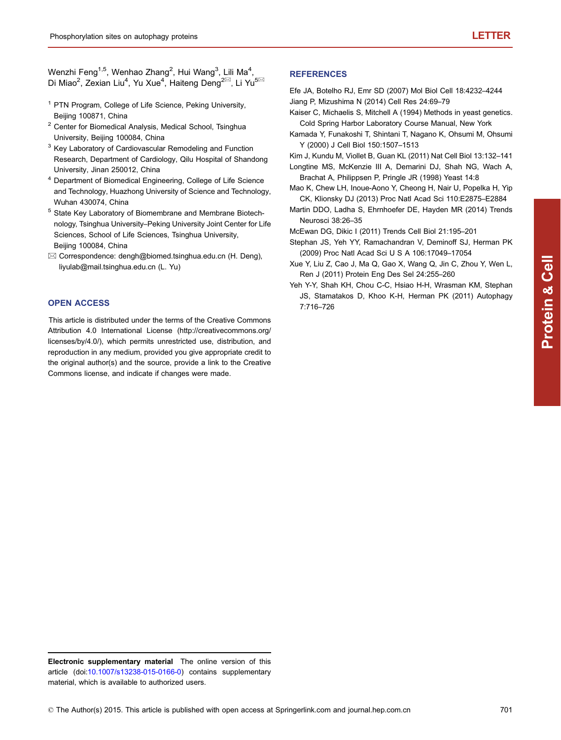Wenzhi Feng[1,5], Wenhao Zhang[2], Hui Wang[3], Lili Ma[4], Di Miao[2], Zexian Liu[4], Yu Xue[4], Haiteng Deng[2✉], Li Yu[5✉]

[1] PTN Program, College of Life Science, Peking University, Beijing 100871, China

[2] Center for Biomedical Analysis, Medical School, Tsinghua University, Beijing 100084, China

[3] Key Laboratory of Cardiovascular Remodeling and Function Research, Department of Cardiology, Qilu Hospital of Shandong University, Jinan 250012, China

[4] Department of Biomedical Engineering, College of Life Science and Technology, Huazhong University of Science and Technology, Wuhan 430074, China

[5] State Key Laboratory of Biomembrane and Membrane Biotechnology, Tsinghua University–Peking University Joint Center for Life Sciences, School of Life Sciences, Tsinghua University, Beijing 100084, China

✉ Correspondence: dengh@biomed.tsinghua.edu.cn (H. Deng), liyulab@mail.tsinghua.edu.cn (L. Yu)

## OPEN ACCESS

This article is distributed under the terms of the Creative Commons Attribution 4.0 International License (http://creativecommons.org/licenses/by/4.0/), which permits unrestricted use, distribution, and reproduction in any medium, provided you give appropriate credit to the original author(s) and the source, provide a link to the Creative Commons license, and indicate if changes were made.

## REFERENCES

Efe JA, Botelho RJ, Emr SD (2007) Mol Biol Cell 18:4232–4244

Jiang P, Mizushima N (2014) Cell Res 24:69–79

Kaiser C, Michaelis S, Mitchell A (1994) Methods in yeast genetics. Cold Spring Harbor Laboratory Course Manual, New York

Kamada Y, Funakoshi T, Shintani T, Nagano K, Ohsumi M, Ohsumi Y (2000) J Cell Biol 150:1507–1513

Kim J, Kundu M, Viollet B, Guan KL (2011) Nat Cell Biol 13:132–141

Longtine MS, McKenzie III A, Demarini DJ, Shah NG, Wach A, Brachat A, Philippsen P, Pringle JR (1998) Yeast 14:8

Mao K, Chew LH, Inoue-Aono Y, Cheong H, Nair U, Popelka H, Yip CK, Klionsky DJ (2013) Proc Natl Acad Sci 110:E2875–E2884

Martin DDO, Ladha S, Ehrnhoefer DE, Hayden MR (2014) Trends Neurosci 38:26–35

McEwan DG, Dikic I (2011) Trends Cell Biol 21:195–201

Stephan JS, Yeh YY, Ramachandran V, Deminoff SJ, Herman PK (2009) Proc Natl Acad Sci U S A 106:17049–17054

Xue Y, Liu Z, Cao J, Ma Q, Gao X, Wang Q, Jin C, Zhou Y, Wen L, Ren J (2011) Protein Eng Des Sel 24:255–260

Yeh Y-Y, Shah KH, Chou C-C, Hsiao H-H, Wrasman KM, Stephan JS, Stamatakos D, Khoo K-H, Herman PK (2011) Autophagy 7:716–726

**Electronic supplementary material** The online version of this article (doi:10.1007/s13238-015-0166-0) contains supplementary material, which is available to authorized users.